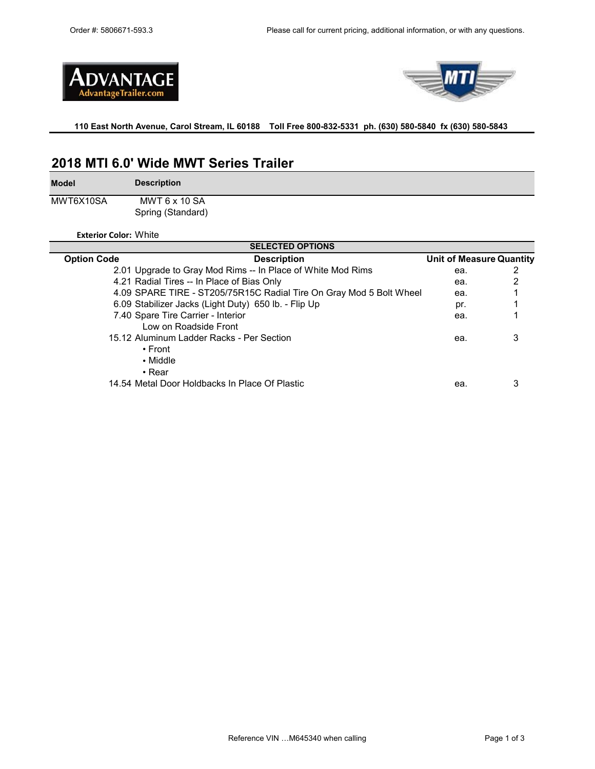Order #: 5806671-593.3

Please call for current pricing, additional information, or with any questions.

**110 East North Avenue, Carol Stream, IL 60188 Toll Free 800-832-5331 ph. (630) 580-5840 fx (630) 580-5843**

## 2018 MTI 6.0' Wide MWT Series Trailer

| Model | Description |
|---|---|
| MWT6X10SA | MWT 6 x 10 SA<br>Spring (Standard) |

**Exterior Color:** White

**SELECTED OPTIONS**

| Option Code | Description | Unit of Measure | Quantity |
|---|---|---|---|
| 2.01 | Upgrade to Gray Mod Rims -- In Place of White Mod Rims | ea. | 2 |
| 4.21 | Radial Tires -- In Place of Bias Only | ea. | 2 |
| 4.09 | SPARE TIRE - ST205/75R15C Radial Tire On Gray Mod 5 Bolt Wheel | ea. | 1 |
| 6.09 | Stabilizer Jacks (Light Duty) 650 lb. - Flip Up | pr. | 1 |
| 7.40 | Spare Tire Carrier - Interior<br>Low on Roadside Front | ea. | 1 |
| 15.12 | Aluminum Ladder Racks - Per Section<br>• Front<br>• Middle<br>• Rear | ea. | 3 |
| 14.54 | Metal Door Holdbacks In Place Of Plastic | ea. | 3 |

Reference VIN …M645340 when calling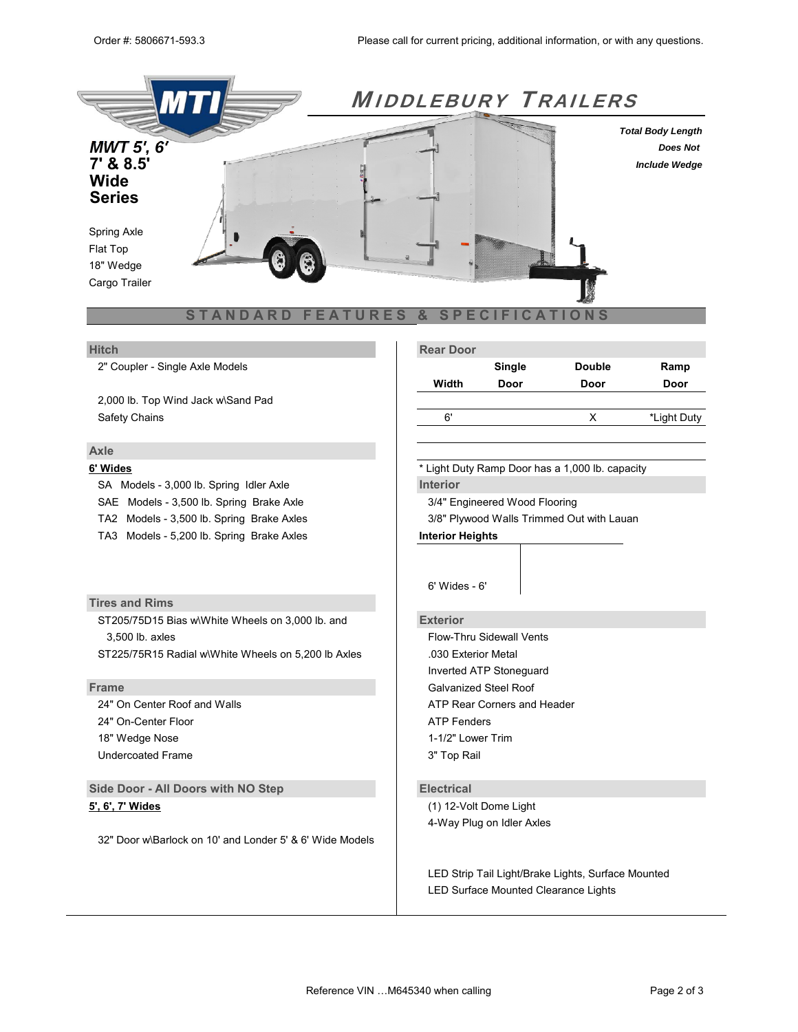Order #: 5806671-593.3

Please call for current pricing, additional information, or with any questions.

# MIDDLEBURY TRAILERS

## *MWT 5', 6'* 7' & 8.5' Wide Series

Spring Axle
Flat Top
18" Wedge
Cargo Trailer

***Total Body Length Does Not Include Wedge***

## STANDARD FEATURES & SPECIFICATIONS

### Hitch

2" Coupler - Single Axle Models

2,000 lb. Top Wind Jack w\Sand Pad
Safety Chains

### Axle

**6' Wides**

SA Models - 3,000 lb. Spring Idler Axle
SAE Models - 3,500 lb. Spring Brake Axle
TA2 Models - 3,500 lb. Spring Brake Axles
TA3 Models - 5,200 lb. Spring Brake Axles

### Tires and Rims

ST205/75D15 Bias w\White Wheels on 3,000 lb. and 3,500 lb. axles
ST225/75R15 Radial w\White Wheels on 5,200 lb Axles

### Frame

24" On Center Roof and Walls
24" On-Center Floor
18" Wedge Nose
Undercoated Frame

### Side Door - All Doors with NO Step

**5', 6', 7' Wides**

32" Door w\Barlock on 10' and Londer 5' & 6' Wide Models

### Rear Door

| Width | Single Door | Double Door | Ramp Door |
|---|---|---|---|
| 6' | | X | *Light Duty |

* Light Duty Ramp Door has a 1,000 lb. capacity

### Interior

3/4" Engineered Wood Flooring
3/8" Plywood Walls Trimmed Out with Lauan

**Interior Heights**

6' Wides - 6'

### Exterior

Flow-Thru Sidewall Vents
.030 Exterior Metal
Inverted ATP Stoneguard
Galvanized Steel Roof
ATP Rear Corners and Header
ATP Fenders
1-1/2" Lower Trim
3" Top Rail

### Electrical

(1) 12-Volt Dome Light
4-Way Plug on Idler Axles

LED Strip Tail Light/Brake Lights, Surface Mounted
LED Surface Mounted Clearance Lights

Reference VIN …M645340 when calling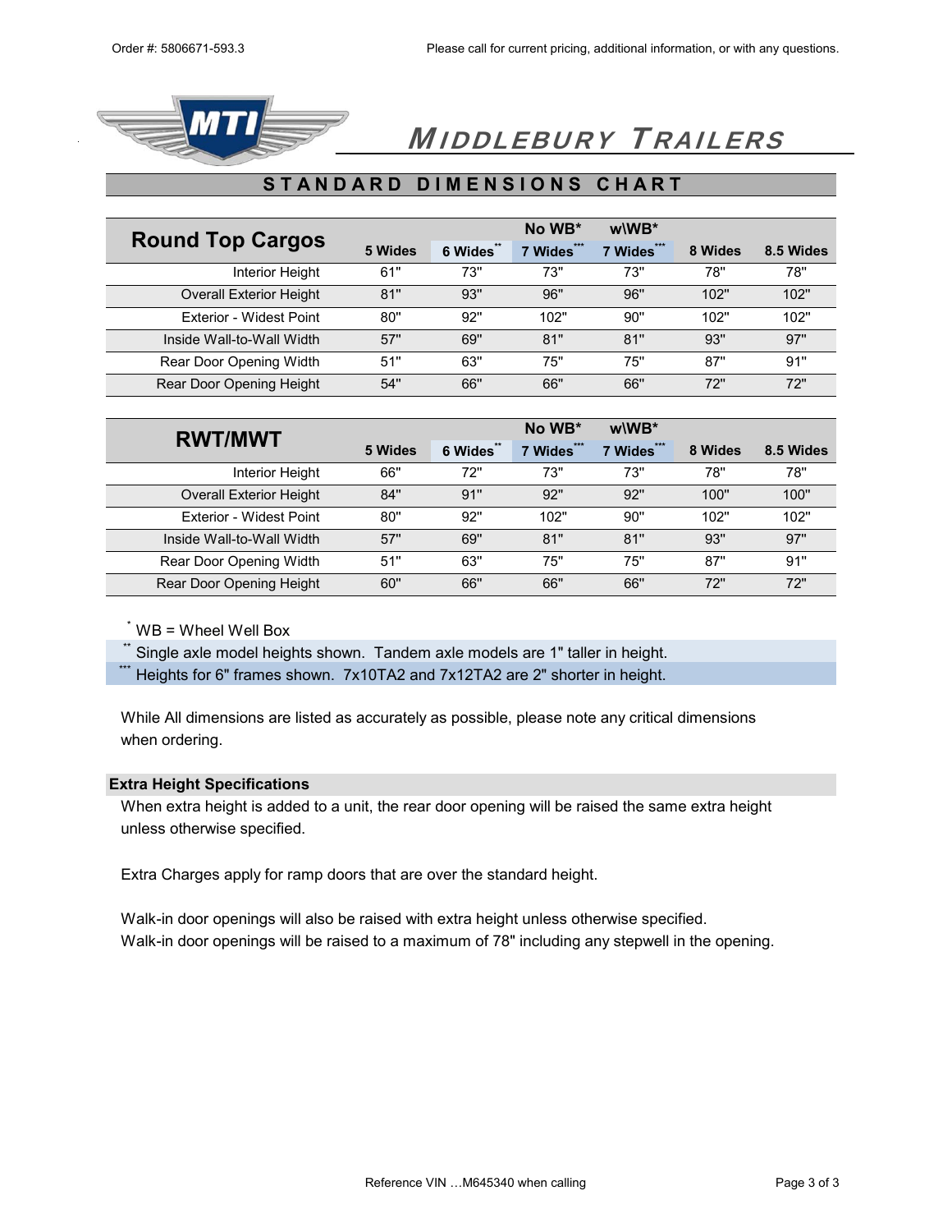# MIDDLEBURY TRAILERS

## STANDARD DIMENSIONS CHART

| Round Top Cargos | | | No WB* | w\WB* | | |
|---|---|---|---|---|---|---|
| | 5 Wides | 6 Wides** | 7 Wides*** | 7 Wides*** | 8 Wides | 8.5 Wides |
| Interior Height | 61" | 73" | 73" | 73" | 78" | 78" |
| Overall Exterior Height | 81" | 93" | 96" | 96" | 102" | 102" |
| Exterior - Widest Point | 80" | 92" | 102" | 90" | 102" | 102" |
| Inside Wall-to-Wall Width | 57" | 69" | 81" | 81" | 93" | 97" |
| Rear Door Opening Width | 51" | 63" | 75" | 75" | 87" | 91" |
| Rear Door Opening Height | 54" | 66" | 66" | 66" | 72" | 72" |

| RWT/MWT | | | No WB* | w\WB* | | |
|---|---|---|---|---|---|---|
| | 5 Wides | 6 Wides** | 7 Wides*** | 7 Wides*** | 8 Wides | 8.5 Wides |
| Interior Height | 66" | 72" | 73" | 73" | 78" | 78" |
| Overall Exterior Height | 84" | 91" | 92" | 92" | 100" | 100" |
| Exterior - Widest Point | 80" | 92" | 102" | 90" | 102" | 102" |
| Inside Wall-to-Wall Width | 57" | 69" | 81" | 81" | 93" | 97" |
| Rear Door Opening Width | 51" | 63" | 75" | 75" | 87" | 91" |
| Rear Door Opening Height | 60" | 66" | 66" | 66" | 72" | 72" |

\* WB = Wheel Well Box

\*\* Single axle model heights shown. Tandem axle models are 1" taller in height.

\*\*\* Heights for 6" frames shown. 7x10TA2 and 7x12TA2 are 2" shorter in height.

While All dimensions are listed as accurately as possible, please note any critical dimensions when ordering.

**Extra Height Specifications**

When extra height is added to a unit, the rear door opening will be raised the same extra height unless otherwise specified.

Extra Charges apply for ramp doors that are over the standard height.

Walk-in door openings will also be raised with extra height unless otherwise specified.
Walk-in door openings will be raised to a maximum of 78" including any stepwell in the opening.